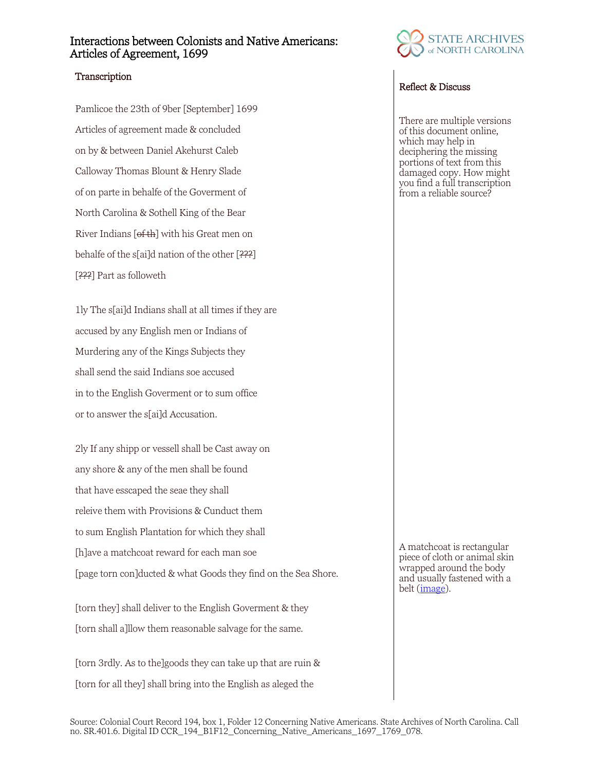# Interactions between Colonists and Native Americans: Articles of Agreement, 1699

## Transcription

Pamlicoe the 23th of 9ber [September] 1699

Articles of agreement made & concluded

on by & between Daniel Akehurst Caleb

Calloway Thomas Blount & Henry Slade

of on parte in behalfe of the Goverment of

North Carolina & Sothell King of the Bear

River Indians [~~of th~~] with his Great men on

behalfe of the s[ai]d nation of the other [~~???~~]

[~~???~~] Part as followeth

1ly The s[ai]d Indians shall at all times if they are

accused by any English men or Indians of

Murdering any of the Kings Subjects they

shall send the said Indians soe accused

in to the English Goverment or to sum office

or to answer the s[ai]d Accusation.

2ly If any shipp or vessell shall be Cast away on

any shore & any of the men shall be found

that have esscaped the seae they shall

releive them with Provisions & Cunduct them

to sum English Plantation for which they shall

[h]ave a matchcoat reward for each man soe

[page torn con]ducted & what Goods they find on the Sea Shore.

[torn they] shall deliver to the English Goverment & they

[torn shall a]llow them reasonable salvage for the same.

[torn 3rdly. As to the]goods they can take up that are ruin &

[torn for all they] shall bring into the English as aleged the

## Reflect & Discuss

There are multiple versions of this document online, which may help in deciphering the missing portions of text from this damaged copy. How might you find a full transcription from a reliable source?

A matchcoat is rectangular piece of cloth or animal skin wrapped around the body and usually fastened with a belt (image).

Source: Colonial Court Record 194, box 1, Folder 12 Concerning Native Americans. State Archives of North Carolina. Call no. SR.401.6. Digital ID CCR_194_B1F12_Concerning_Native_Americans_1697_1769_078.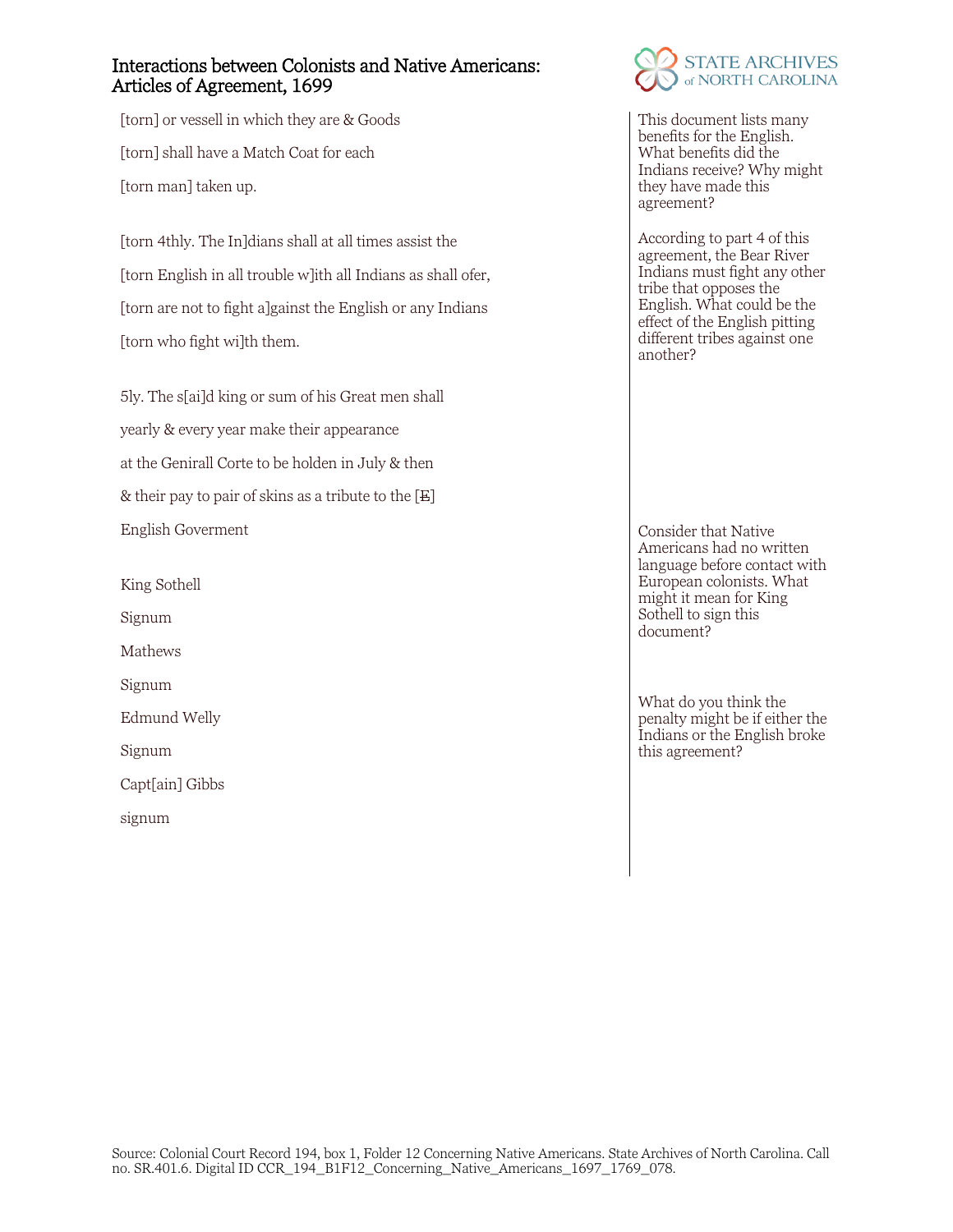# Interactions between Colonists and Native Americans: Articles of Agreement, 1699

[torn] or vessell in which they are & Goods

[torn] shall have a Match Coat for each

[torn man] taken up.

[torn 4thly. The In]dians shall at all times assist the

[torn English in all trouble w]ith all Indians as shall ofer,

[torn are not to fight a]gainst the English or any Indians

[torn who fight wi]th them.

5ly. The s[ai]d king or sum of his Great men shall

yearly & every year make their appearance

at the Genirall Corte to be holden in July & then

& their pay to pair of skins as a tribute to the [~~E~~]

English Goverment

King Sothell

Signum

Mathews

Signum

Edmund Welly

Signum

Capt[ain] Gibbs

signum

This document lists many benefits for the English. What benefits did the Indians receive? Why might they have made this agreement?

According to part 4 of this agreement, the Bear River Indians must fight any other tribe that opposes the English. What could be the effect of the English pitting different tribes against one another?

Consider that Native Americans had no written language before contact with European colonists. What might it mean for King Sothell to sign this document?

What do you think the penalty might be if either the Indians or the English broke this agreement?

Source: Colonial Court Record 194, box 1, Folder 12 Concerning Native Americans. State Archives of North Carolina. Call no. SR.401.6. Digital ID CCR_194_B1F12_Concerning_Native_Americans_1697_1769_078.